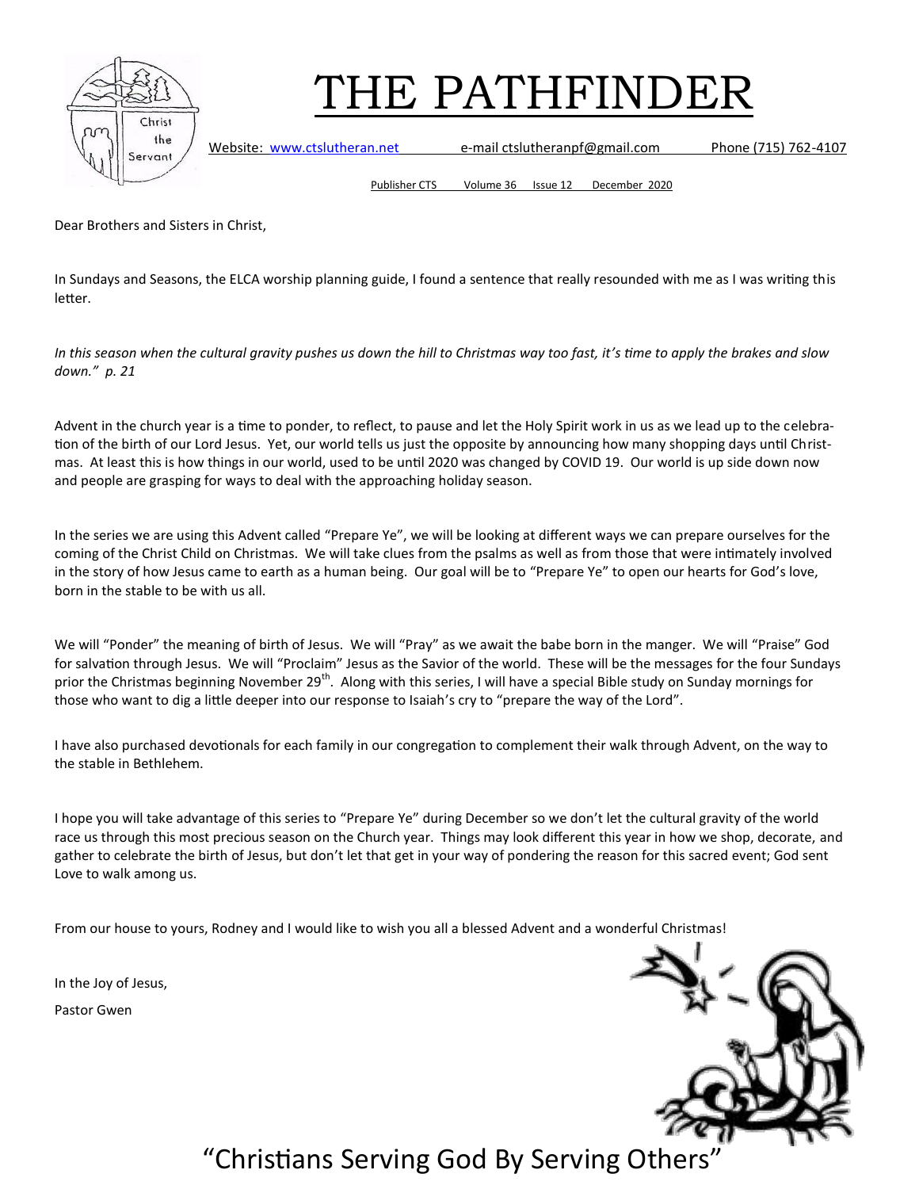# THE PATHFINDER

Website: www.ctslutheran.net e-mail ctslutheranpf@gmail.com Phone (715) 762-4107

Publisher CTS Volume 36 Issue 12 December 2020

Dear Brothers and Sisters in Christ,

In Sundays and Seasons, the ELCA worship planning guide, I found a sentence that really resounded with me as I was writing this letter.

*In this season when the cultural gravity pushes us down the hill to Christmas way too fast, it's time to apply the brakes and slow down." p. 21*

Advent in the church year is a time to ponder, to reflect, to pause and let the Holy Spirit work in us as we lead up to the celebration of the birth of our Lord Jesus. Yet, our world tells us just the opposite by announcing how many shopping days until Christmas. At least this is how things in our world, used to be until 2020 was changed by COVID 19. Our world is up side down now and people are grasping for ways to deal with the approaching holiday season.

In the series we are using this Advent called "Prepare Ye", we will be looking at different ways we can prepare ourselves for the coming of the Christ Child on Christmas. We will take clues from the psalms as well as from those that were intimately involved in the story of how Jesus came to earth as a human being. Our goal will be to "Prepare Ye" to open our hearts for God's love, born in the stable to be with us all.

We will "Ponder" the meaning of birth of Jesus. We will "Pray" as we await the babe born in the manger. We will "Praise" God for salvation through Jesus. We will "Proclaim" Jesus as the Savior of the world. These will be the messages for the four Sundays prior the Christmas beginning November 29th. Along with this series, I will have a special Bible study on Sunday mornings for those who want to dig a little deeper into our response to Isaiah's cry to "prepare the way of the Lord".

I have also purchased devotionals for each family in our congregation to complement their walk through Advent, on the way to the stable in Bethlehem.

I hope you will take advantage of this series to "Prepare Ye" during December so we don't let the cultural gravity of the world race us through this most precious season on the Church year. Things may look different this year in how we shop, decorate, and gather to celebrate the birth of Jesus, but don't let that get in your way of pondering the reason for this sacred event; God sent Love to walk among us.

From our house to yours, Rodney and I would like to wish you all a blessed Advent and a wonderful Christmas!

In the Joy of Jesus,

Pastor Gwen

"Christians Serving God By Serving Others"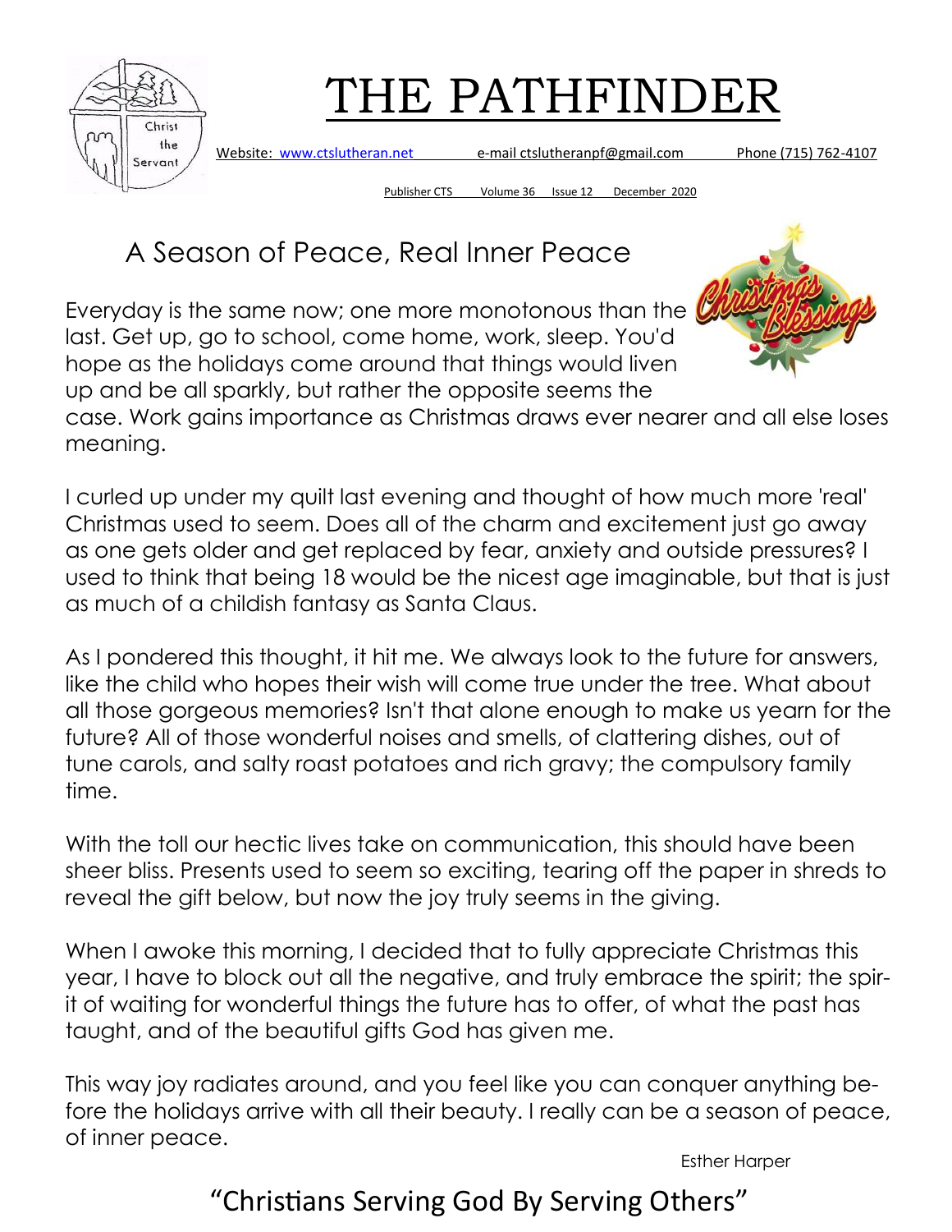# THE PATHFINDER

Website: www.ctslutheran.net e-mail ctslutheranpf@gmail.com Phone (715) 762-4107

Publisher CTS Volume 36 Issue 12 December 2020

## A Season of Peace, Real Inner Peace

Everyday is the same now; one more monotonous than the last. Get up, go to school, come home, work, sleep. You'd hope as the holidays come around that things would liven up and be all sparkly, but rather the opposite seems the case. Work gains importance as Christmas draws ever nearer and all else loses meaning.

I curled up under my quilt last evening and thought of how much more 'real' Christmas used to seem. Does all of the charm and excitement just go away as one gets older and get replaced by fear, anxiety and outside pressures? I used to think that being 18 would be the nicest age imaginable, but that is just as much of a childish fantasy as Santa Claus.

As I pondered this thought, it hit me. We always look to the future for answers, like the child who hopes their wish will come true under the tree. What about all those gorgeous memories? Isn't that alone enough to make us yearn for the future? All of those wonderful noises and smells, of clattering dishes, out of tune carols, and salty roast potatoes and rich gravy; the compulsory family time.

With the toll our hectic lives take on communication, this should have been sheer bliss. Presents used to seem so exciting, tearing off the paper in shreds to reveal the gift below, but now the joy truly seems in the giving.

When I awoke this morning, I decided that to fully appreciate Christmas this year, I have to block out all the negative, and truly embrace the spirit; the spirit of waiting for wonderful things the future has to offer, of what the past has taught, and of the beautiful gifts God has given me.

This way joy radiates around, and you feel like you can conquer anything before the holidays arrive with all their beauty. I really can be a season of peace, of inner peace.

Esther Harper

"Christians Serving God By Serving Others"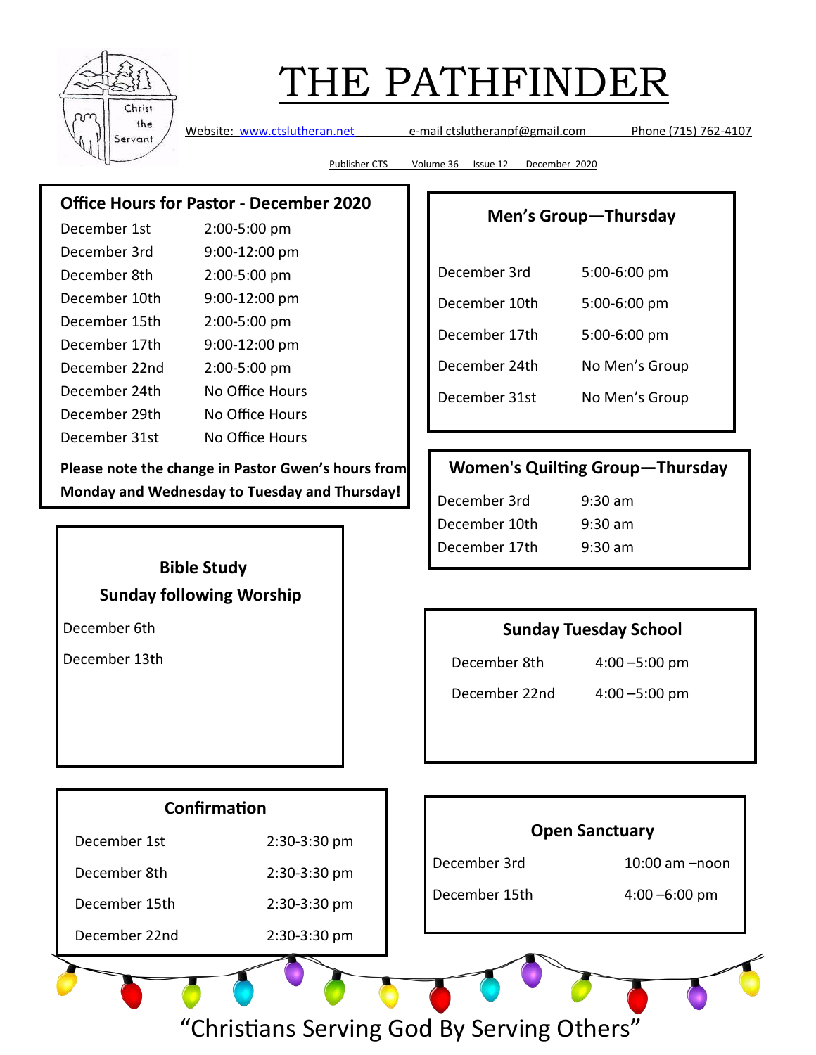# THE PATHFINDER

Website: www.ctslutheran.net e-mail ctslutheranpf@gmail.com Phone (715) 762-4107

Publisher CTS Volume 36 Issue 12 December 2020

## Office Hours for Pastor - December 2020

| | |
|---|---|
| December 1st | 2:00-5:00 pm |
| December 3rd | 9:00-12:00 pm |
| December 8th | 2:00-5:00 pm |
| December 10th | 9:00-12:00 pm |
| December 15th | 2:00-5:00 pm |
| December 17th | 9:00-12:00 pm |
| December 22nd | 2:00-5:00 pm |
| December 24th | No Office Hours |
| December 29th | No Office Hours |
| December 31st | No Office Hours |

**Please note the change in Pastor Gwen's hours from Monday and Wednesday to Tuesday and Thursday!**

## Men's Group—Thursday

| | |
|---|---|
| December 3rd | 5:00-6:00 pm |
| December 10th | 5:00-6:00 pm |
| December 17th | 5:00-6:00 pm |
| December 24th | No Men's Group |
| December 31st | No Men's Group |

## Women's Quilting Group—Thursday

| | |
|---|---|
| December 3rd | 9:30 am |
| December 10th | 9:30 am |
| December 17th | 9:30 am |

## Bible Study
## Sunday following Worship

December 6th

December 13th

## Sunday Tuesday School

| | |
|---|---|
| December 8th | 4:00 –5:00 pm |
| December 22nd | 4:00 –5:00 pm |

## Confirmation

| | |
|---|---|
| December 1st | 2:30-3:30 pm |
| December 8th | 2:30-3:30 pm |
| December 15th | 2:30-3:30 pm |
| December 22nd | 2:30-3:30 pm |

## Open Sanctuary

| | |
|---|---|
| December 3rd | 10:00 am –noon |
| December 15th | 4:00 –6:00 pm |

"Christians Serving God By Serving Others"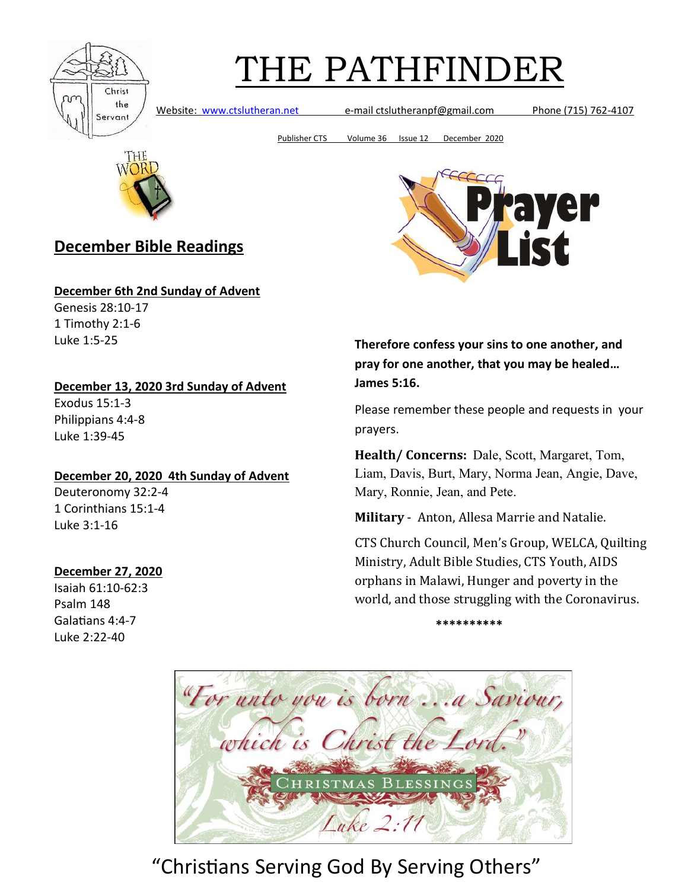# THE PATHFINDER

Website: www.ctslutheran.net e-mail ctslutheranpf@gmail.com Phone (715) 762-4107

Publisher CTS Volume 36 Issue 12 December 2020

## December Bible Readings

**December 6th 2nd Sunday of Advent**
Genesis 28:10-17
1 Timothy 2:1-6
Luke 1:5-25

**December 13, 2020 3rd Sunday of Advent**
Exodus 15:1-3
Philippians 4:4-8
Luke 1:39-45

**December 20, 2020 4th Sunday of Advent**
Deuteronomy 32:2-4
1 Corinthians 15:1-4
Luke 3:1-16

**December 27, 2020**
Isaiah 61:10-62:3
Psalm 148
Galatians 4:4-7
Luke 2:22-40

## Prayer List

**Therefore confess your sins to one another, and pray for one another, that you may be healed… James 5:16.**

Please remember these people and requests in your prayers.

**Health/ Concerns:** Dale, Scott, Margaret, Tom, Liam, Davis, Burt, Mary, Norma Jean, Angie, Dave, Mary, Ronnie, Jean, and Pete.

**Military** - Anton, Allesa Marrie and Natalie.

CTS Church Council, Men's Group, WELCA, Quilting Ministry, Adult Bible Studies, CTS Youth, AIDS orphans in Malawi, Hunger and poverty in the world, and those struggling with the Coronavirus.

**********

"For unto you is born …a Saviour, which is Christ the Lord."

CHRISTMAS BLESSINGS

Luke 2:11

"Christians Serving God By Serving Others"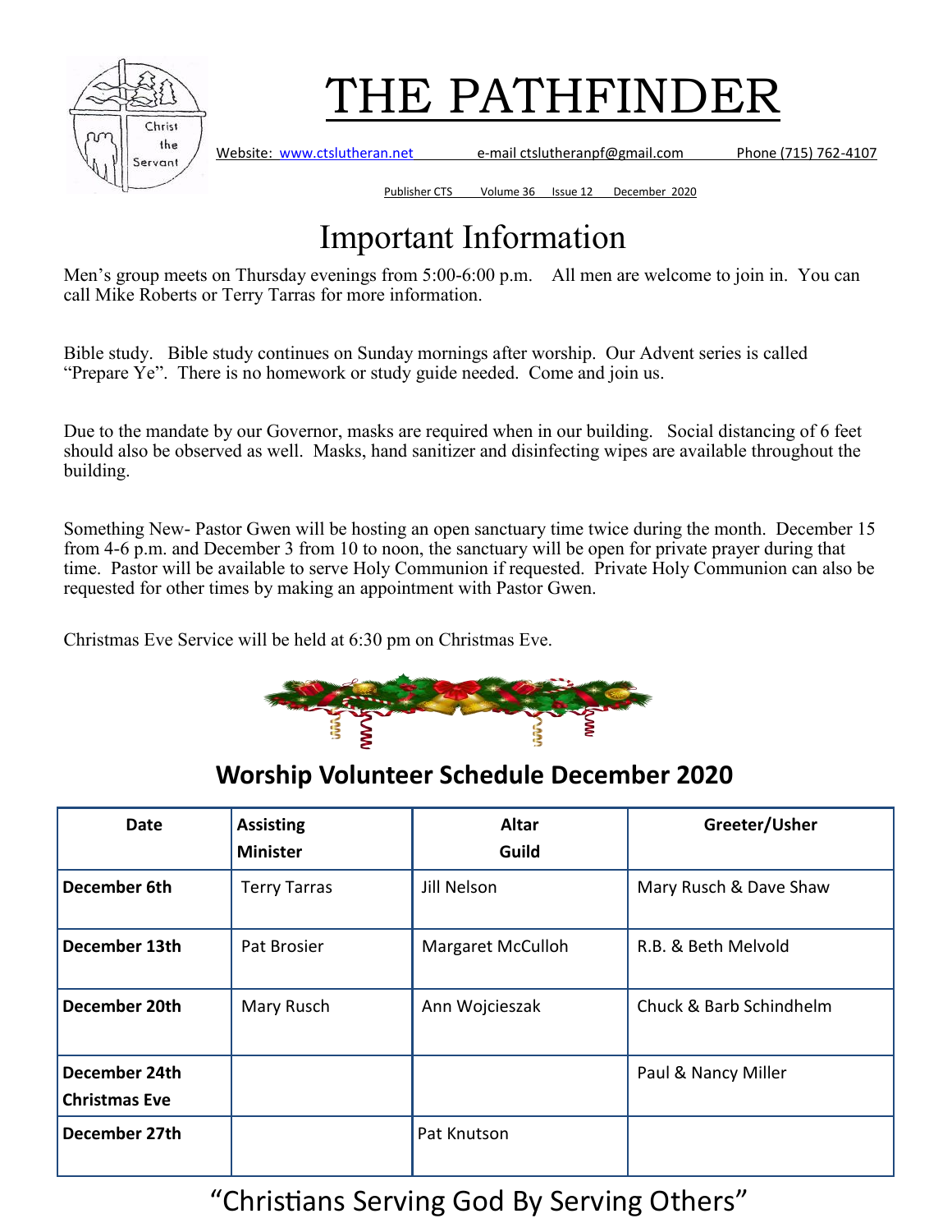# THE PATHFINDER

Website: www.ctslutheran.net e-mail ctslutheranpf@gmail.com Phone (715) 762-4107

Publisher CTS Volume 36 Issue 12 December 2020

## Important Information

Men's group meets on Thursday evenings from 5:00-6:00 p.m. All men are welcome to join in. You can call Mike Roberts or Terry Tarras for more information.

Bible study. Bible study continues on Sunday mornings after worship. Our Advent series is called "Prepare Ye". There is no homework or study guide needed. Come and join us.

Due to the mandate by our Governor, masks are required when in our building. Social distancing of 6 feet should also be observed as well. Masks, hand sanitizer and disinfecting wipes are available throughout the building.

Something New- Pastor Gwen will be hosting an open sanctuary time twice during the month. December 15 from 4-6 p.m. and December 3 from 10 to noon, the sanctuary will be open for private prayer during that time. Pastor will be available to serve Holy Communion if requested. Private Holy Communion can also be requested for other times by making an appointment with Pastor Gwen.

Christmas Eve Service will be held at 6:30 pm on Christmas Eve.

## Worship Volunteer Schedule December 2020

| Date | Assisting Minister | Altar Guild | Greeter/Usher |
|---|---|---|---|
| **December 6th** | Terry Tarras | Jill Nelson | Mary Rusch & Dave Shaw |
| **December 13th** | Pat Brosier | Margaret McCulloh | R.B. & Beth Melvold |
| **December 20th** | Mary Rusch | Ann Wojcieszak | Chuck & Barb Schindhelm |
| **December 24th Christmas Eve** | | | Paul & Nancy Miller |
| **December 27th** | | Pat Knutson | |

"Christians Serving God By Serving Others"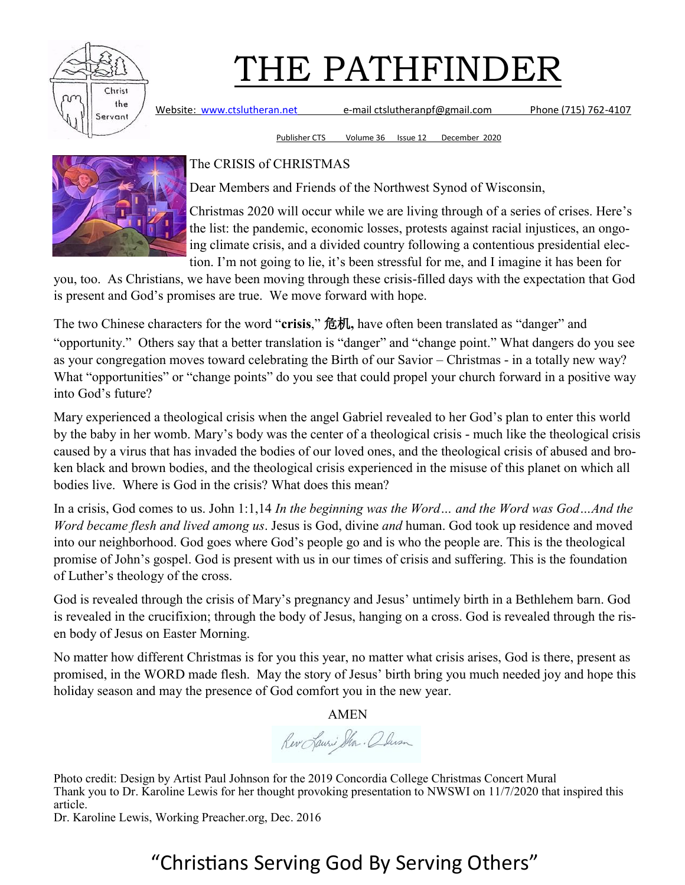# THE PATHFINDER

Website: www.ctslutheran.net e-mail ctslutheranpf@gmail.com Phone (715) 762-4107

Publisher CTS Volume 36 Issue 12 December 2020

## The CRISIS of CHRISTMAS

Dear Members and Friends of the Northwest Synod of Wisconsin,

Christmas 2020 will occur while we are living through of a series of crises. Here's the list: the pandemic, economic losses, protests against racial injustices, an ongoing climate crisis, and a divided country following a contentious presidential election. I'm not going to lie, it's been stressful for me, and I imagine it has been for you, too. As Christians, we have been moving through these crisis-filled days with the expectation that God is present and God's promises are true. We move forward with hope.

The two Chinese characters for the word "**crisis**," **危机,** have often been translated as "danger" and "opportunity." Others say that a better translation is "danger" and "change point." What dangers do you see as your congregation moves toward celebrating the Birth of our Savior – Christmas - in a totally new way? What "opportunities" or "change points" do you see that could propel your church forward in a positive way into God's future?

Mary experienced a theological crisis when the angel Gabriel revealed to her God's plan to enter this world by the baby in her womb. Mary's body was the center of a theological crisis - much like the theological crisis caused by a virus that has invaded the bodies of our loved ones, and the theological crisis of abused and broken black and brown bodies, and the theological crisis experienced in the misuse of this planet on which all bodies live. Where is God in the crisis? What does this mean?

In a crisis, God comes to us. John 1:1,14 *In the beginning was the Word… and the Word was God…And the Word became flesh and lived among us*. Jesus is God, divine *and* human. God took up residence and moved into our neighborhood. God goes where God's people go and is who the people are. This is the theological promise of John's gospel. God is present with us in our times of crisis and suffering. This is the foundation of Luther's theology of the cross.

God is revealed through the crisis of Mary's pregnancy and Jesus' untimely birth in a Bethlehem barn. God is revealed in the crucifixion; through the body of Jesus, hanging on a cross. God is revealed through the risen body of Jesus on Easter Morning.

No matter how different Christmas is for you this year, no matter what crisis arises, God is there, present as promised, in the WORD made flesh. May the story of Jesus' birth bring you much needed joy and hope this holiday season and may the presence of God comfort you in the new year.

AMEN

Rev Laurie Skow-Anderson

Photo credit: Design by Artist Paul Johnson for the 2019 Concordia College Christmas Concert Mural
Thank you to Dr. Karoline Lewis for her thought provoking presentation to NWSWI on 11/7/2020 that inspired this article.
Dr. Karoline Lewis, Working Preacher.org, Dec. 2016

"Christians Serving God By Serving Others"